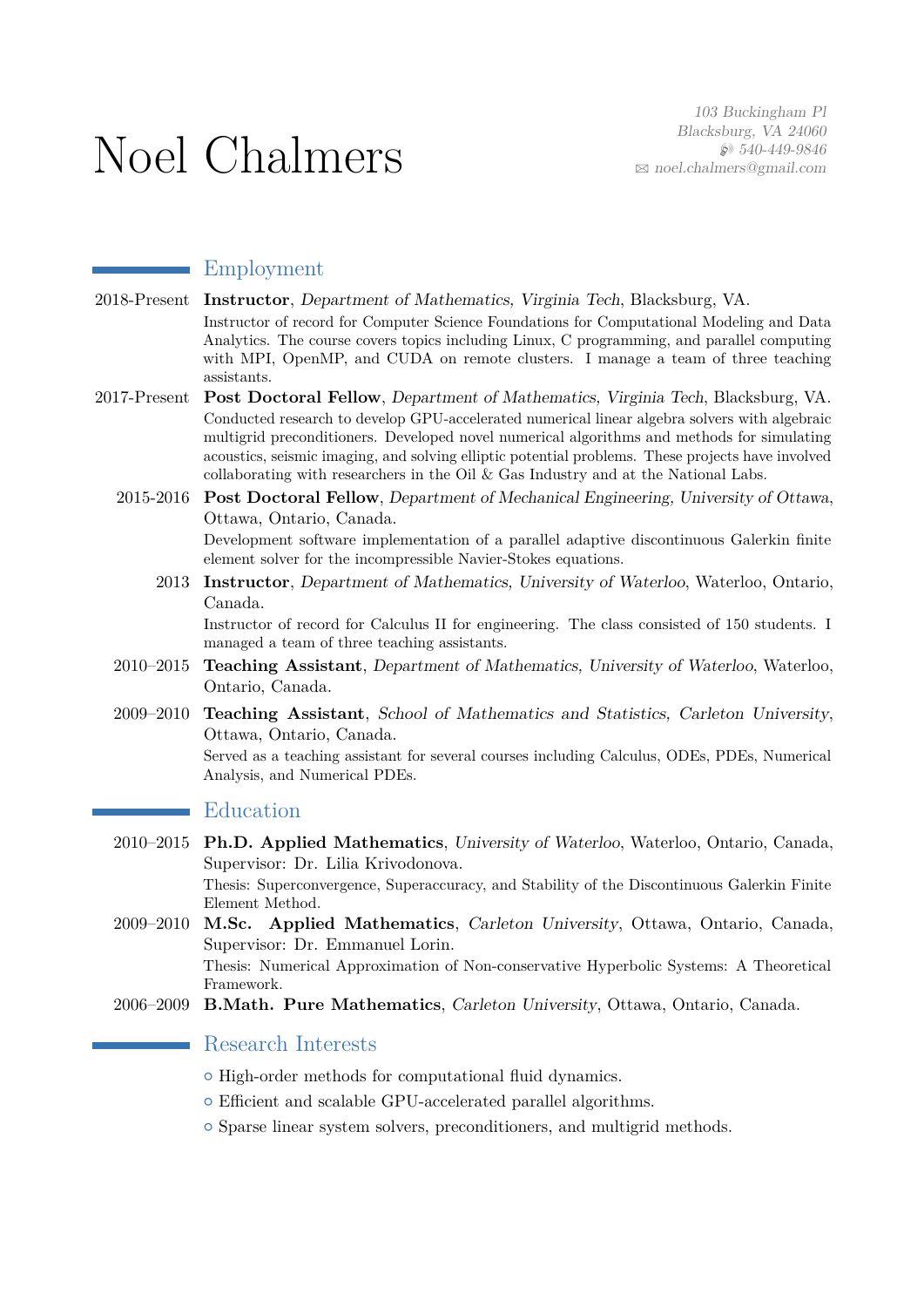# Noel Chalmers

*103 Buckingham Pl*
*Blacksburg, VA 24060*
*540-449-9846*
*noel.chalmers@gmail.com*

## Employment

2018-Present **Instructor**, *Department of Mathematics, Virginia Tech*, Blacksburg, VA.
Instructor of record for Computer Science Foundations for Computational Modeling and Data Analytics. The course covers topics including Linux, C programming, and parallel computing with MPI, OpenMP, and CUDA on remote clusters. I manage a team of three teaching assistants.

2017-Present **Post Doctoral Fellow**, *Department of Mathematics, Virginia Tech*, Blacksburg, VA.
Conducted research to develop GPU-accelerated numerical linear algebra solvers with algebraic multigrid preconditioners. Developed novel numerical algorithms and methods for simulating acoustics, seismic imaging, and solving elliptic potential problems. These projects have involved collaborating with researchers in the Oil & Gas Industry and at the National Labs.

2015-2016 **Post Doctoral Fellow**, *Department of Mechanical Engineering, University of Ottawa*, Ottawa, Ontario, Canada.
Development software implementation of a parallel adaptive discontinuous Galerkin finite element solver for the incompressible Navier-Stokes equations.

2013 **Instructor**, *Department of Mathematics, University of Waterloo*, Waterloo, Ontario, Canada.
Instructor of record for Calculus II for engineering. The class consisted of 150 students. I managed a team of three teaching assistants.

2010–2015 **Teaching Assistant**, *Department of Mathematics, University of Waterloo*, Waterloo, Ontario, Canada.

2009–2010 **Teaching Assistant**, *School of Mathematics and Statistics, Carleton University*, Ottawa, Ontario, Canada.
Served as a teaching assistant for several courses including Calculus, ODEs, PDEs, Numerical Analysis, and Numerical PDEs.

## Education

2010–2015 **Ph.D. Applied Mathematics**, *University of Waterloo*, Waterloo, Ontario, Canada, Supervisor: Dr. Lilia Krivodonova.
Thesis: Superconvergence, Superaccuracy, and Stability of the Discontinuous Galerkin Finite Element Method.

2009–2010 **M.Sc. Applied Mathematics**, *Carleton University*, Ottawa, Ontario, Canada, Supervisor: Dr. Emmanuel Lorin.
Thesis: Numerical Approximation of Non-conservative Hyperbolic Systems: A Theoretical Framework.

2006–2009 **B.Math. Pure Mathematics**, *Carleton University*, Ottawa, Ontario, Canada.

## Research Interests

- High-order methods for computational fluid dynamics.
- Efficient and scalable GPU-accelerated parallel algorithms.
- Sparse linear system solvers, preconditioners, and multigrid methods.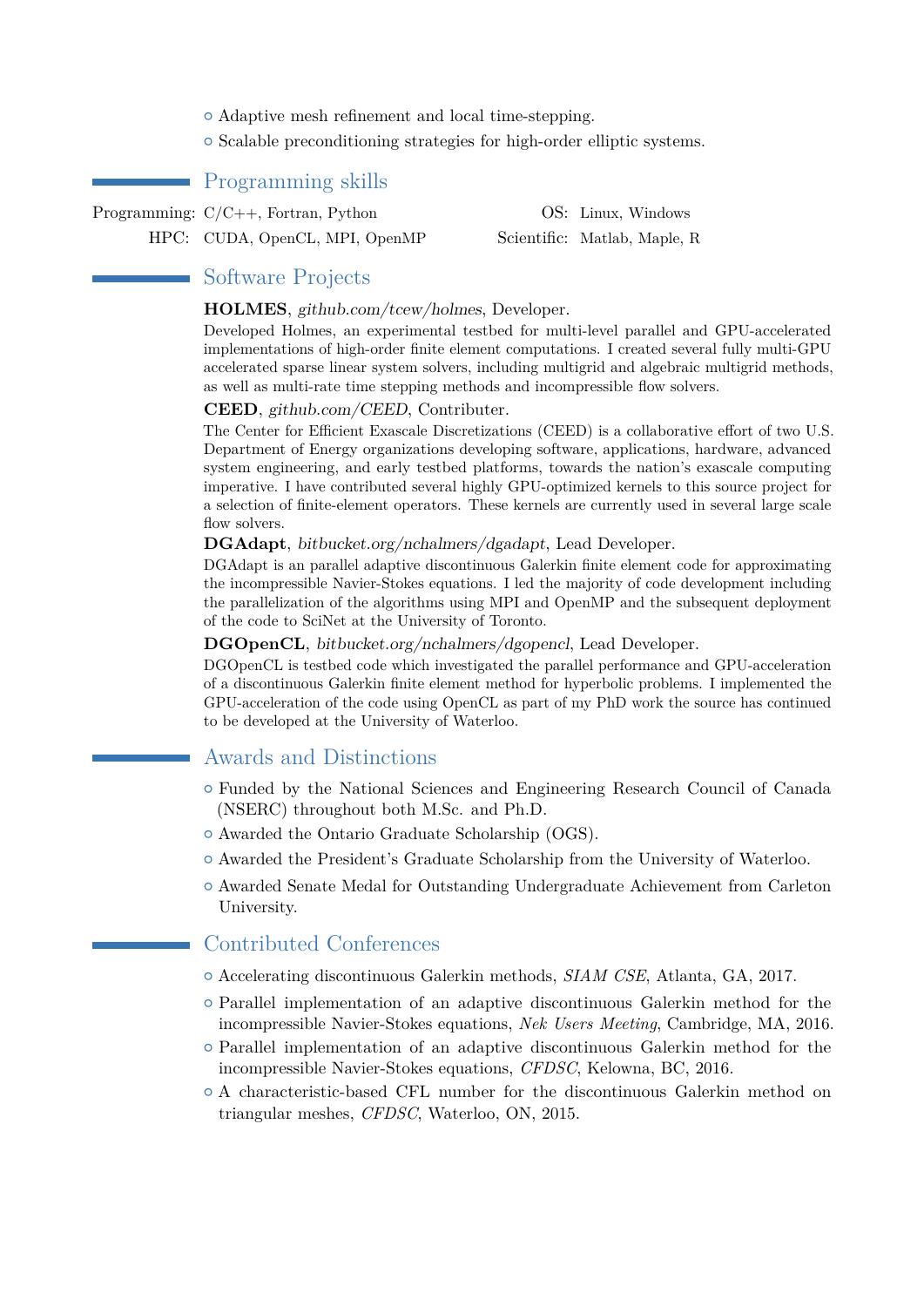- Adaptive mesh refinement and local time-stepping.
- Scalable preconditioning strategies for high-order elliptic systems.

## Programming skills

| | | | |
|---|---|---|---|
| Programming: | C/C++, Fortran, Python | OS: | Linux, Windows |
| HPC: | CUDA, OpenCL, MPI, OpenMP | Scientific: | Matlab, Maple, R |

## Software Projects

**HOLMES**, *github.com/tcew/holmes*, Developer.
Developed Holmes, an experimental testbed for multi-level parallel and GPU-accelerated implementations of high-order finite element computations. I created several fully multi-GPU accelerated sparse linear system solvers, including multigrid and algebraic multigrid methods, as well as multi-rate time stepping methods and incompressible flow solvers.

**CEED**, *github.com/CEED*, Contributer.
The Center for Efficient Exascale Discretizations (CEED) is a collaborative effort of two U.S. Department of Energy organizations developing software, applications, hardware, advanced system engineering, and early testbed platforms, towards the nation's exascale computing imperative. I have contributed several highly GPU-optimized kernels to this source project for a selection of finite-element operators. These kernels are currently used in several large scale flow solvers.

**DGAdapt**, *bitbucket.org/nchalmers/dgadapt*, Lead Developer.
DGAdapt is an parallel adaptive discontinuous Galerkin finite element code for approximating the incompressible Navier-Stokes equations. I led the majority of code development including the parallelization of the algorithms using MPI and OpenMP and the subsequent deployment of the code to SciNet at the University of Toronto.

**DGOpenCL**, *bitbucket.org/nchalmers/dgopencl*, Lead Developer.
DGOpenCL is testbed code which investigated the parallel performance and GPU-acceleration of a discontinuous Galerkin finite element method for hyperbolic problems. I implemented the GPU-acceleration of the code using OpenCL as part of my PhD work the source has continued to be developed at the University of Waterloo.

## Awards and Distinctions

- Funded by the National Sciences and Engineering Research Council of Canada (NSERC) throughout both M.Sc. and Ph.D.
- Awarded the Ontario Graduate Scholarship (OGS).
- Awarded the President's Graduate Scholarship from the University of Waterloo.
- Awarded Senate Medal for Outstanding Undergraduate Achievement from Carleton University.

## Contributed Conferences

- Accelerating discontinuous Galerkin methods, *SIAM CSE*, Atlanta, GA, 2017.
- Parallel implementation of an adaptive discontinuous Galerkin method for the incompressible Navier-Stokes equations, *Nek Users Meeting*, Cambridge, MA, 2016.
- Parallel implementation of an adaptive discontinuous Galerkin method for the incompressible Navier-Stokes equations, *CFDSC*, Kelowna, BC, 2016.
- A characteristic-based CFL number for the discontinuous Galerkin method on triangular meshes, *CFDSC*, Waterloo, ON, 2015.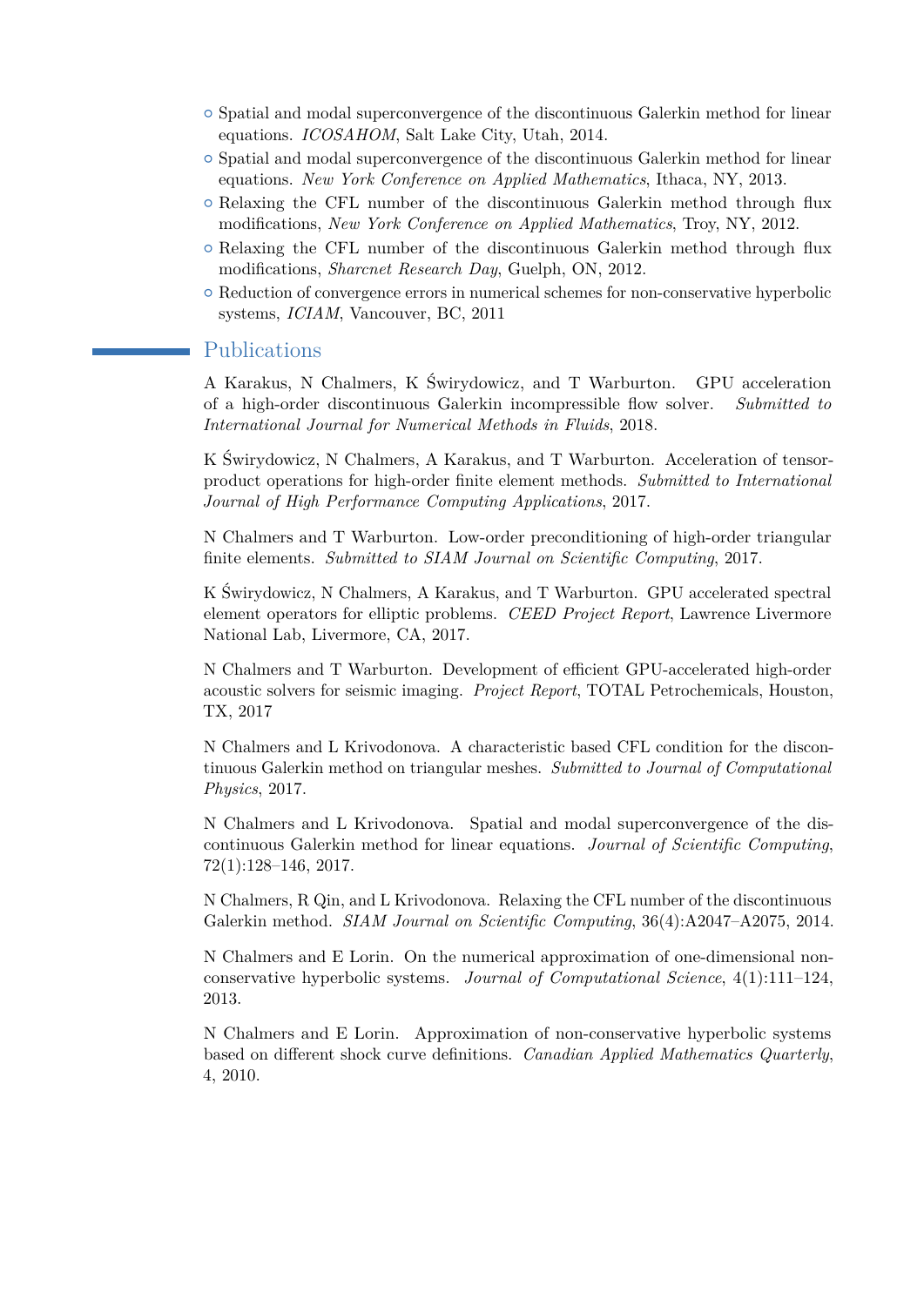- Spatial and modal superconvergence of the discontinuous Galerkin method for linear equations. *ICOSAHOM*, Salt Lake City, Utah, 2014.
- Spatial and modal superconvergence of the discontinuous Galerkin method for linear equations. *New York Conference on Applied Mathematics*, Ithaca, NY, 2013.
- Relaxing the CFL number of the discontinuous Galerkin method through flux modifications, *New York Conference on Applied Mathematics*, Troy, NY, 2012.
- Relaxing the CFL number of the discontinuous Galerkin method through flux modifications, *Sharcnet Research Day*, Guelph, ON, 2012.
- Reduction of convergence errors in numerical schemes for non-conservative hyperbolic systems, *ICIAM*, Vancouver, BC, 2011

## Publications

A Karakus, N Chalmers, K Świrydowicz, and T Warburton. GPU acceleration of a high-order discontinuous Galerkin incompressible flow solver. *Submitted to International Journal for Numerical Methods in Fluids*, 2018.

K Świrydowicz, N Chalmers, A Karakus, and T Warburton. Acceleration of tensor-product operations for high-order finite element methods. *Submitted to International Journal of High Performance Computing Applications*, 2017.

N Chalmers and T Warburton. Low-order preconditioning of high-order triangular finite elements. *Submitted to SIAM Journal on Scientific Computing*, 2017.

K Świrydowicz, N Chalmers, A Karakus, and T Warburton. GPU accelerated spectral element operators for elliptic problems. *CEED Project Report*, Lawrence Livermore National Lab, Livermore, CA, 2017.

N Chalmers and T Warburton. Development of efficient GPU-accelerated high-order acoustic solvers for seismic imaging. *Project Report*, TOTAL Petrochemicals, Houston, TX, 2017

N Chalmers and L Krivodonova. A characteristic based CFL condition for the discontinuous Galerkin method on triangular meshes. *Submitted to Journal of Computational Physics*, 2017.

N Chalmers and L Krivodonova. Spatial and modal superconvergence of the discontinuous Galerkin method for linear equations. *Journal of Scientific Computing*, 72(1):128–146, 2017.

N Chalmers, R Qin, and L Krivodonova. Relaxing the CFL number of the discontinuous Galerkin method. *SIAM Journal on Scientific Computing*, 36(4):A2047–A2075, 2014.

N Chalmers and E Lorin. On the numerical approximation of one-dimensional non-conservative hyperbolic systems. *Journal of Computational Science*, 4(1):111–124, 2013.

N Chalmers and E Lorin. Approximation of non-conservative hyperbolic systems based on different shock curve definitions. *Canadian Applied Mathematics Quarterly*, 4, 2010.